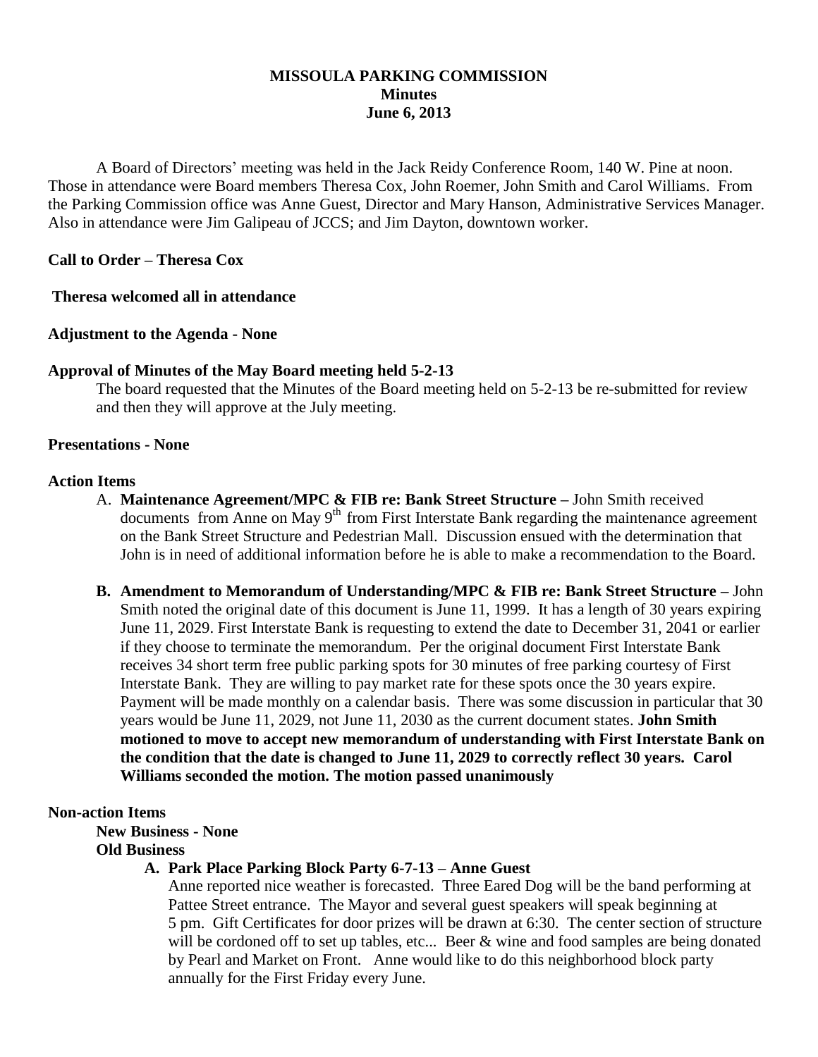# MISSOULA PARKING COMMISSION
## Minutes
## June 6, 2013

A Board of Directors' meeting was held in the Jack Reidy Conference Room, 140 W. Pine at noon. Those in attendance were Board members Theresa Cox, John Roemer, John Smith and Carol Williams. From the Parking Commission office was Anne Guest, Director and Mary Hanson, Administrative Services Manager. Also in attendance were Jim Galipeau of JCCS; and Jim Dayton, downtown worker.

**Call to Order – Theresa Cox**

**Theresa welcomed all in attendance**

**Adjustment to the Agenda - None**

**Approval of Minutes of the May Board meeting held 5-2-13**

The board requested that the Minutes of the Board meeting held on 5-2-13 be re-submitted for review and then they will approve at the July meeting.

**Presentations - None**

**Action Items**

A. **Maintenance Agreement/MPC & FIB re: Bank Street Structure –** John Smith received documents from Anne on May 9th from First Interstate Bank regarding the maintenance agreement on the Bank Street Structure and Pedestrian Mall. Discussion ensued with the determination that John is in need of additional information before he is able to make a recommendation to the Board.

**B. Amendment to Memorandum of Understanding/MPC & FIB re: Bank Street Structure –** John Smith noted the original date of this document is June 11, 1999. It has a length of 30 years expiring June 11, 2029. First Interstate Bank is requesting to extend the date to December 31, 2041 or earlier if they choose to terminate the memorandum. Per the original document First Interstate Bank receives 34 short term free public parking spots for 30 minutes of free parking courtesy of First Interstate Bank. They are willing to pay market rate for these spots once the 30 years expire. Payment will be made monthly on a calendar basis. There was some discussion in particular that 30 years would be June 11, 2029, not June 11, 2030 as the current document states. **John Smith motioned to move to accept new memorandum of understanding with First Interstate Bank on the condition that the date is changed to June 11, 2029 to correctly reflect 30 years. Carol Williams seconded the motion. The motion passed unanimously**

**Non-action Items**

**New Business - None**

**Old Business**

**A. Park Place Parking Block Party 6-7-13 – Anne Guest**

Anne reported nice weather is forecasted. Three Eared Dog will be the band performing at Pattee Street entrance. The Mayor and several guest speakers will speak beginning at 5 pm. Gift Certificates for door prizes will be drawn at 6:30. The center section of structure will be cordoned off to set up tables, etc... Beer & wine and food samples are being donated by Pearl and Market on Front. Anne would like to do this neighborhood block party annually for the First Friday every June.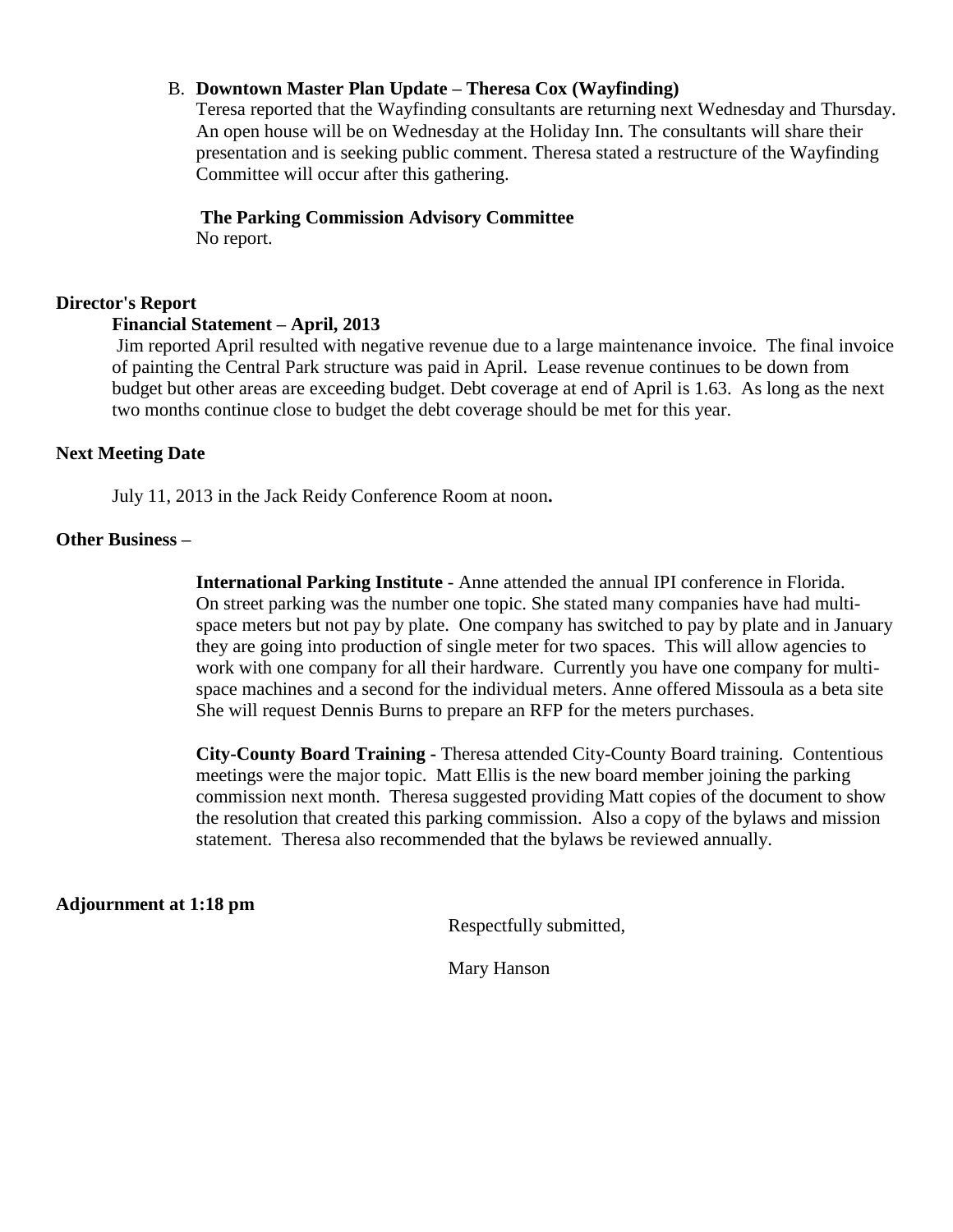B. **Downtown Master Plan Update – Theresa Cox (Wayfinding)**
Teresa reported that the Wayfinding consultants are returning next Wednesday and Thursday. An open house will be on Wednesday at the Holiday Inn. The consultants will share their presentation and is seeking public comment. Theresa stated a restructure of the Wayfinding Committee will occur after this gathering.

**The Parking Commission Advisory Committee**
No report.

**Director's Report**

**Financial Statement – April, 2013**

Jim reported April resulted with negative revenue due to a large maintenance invoice. The final invoice of painting the Central Park structure was paid in April. Lease revenue continues to be down from budget but other areas are exceeding budget. Debt coverage at end of April is 1.63. As long as the next two months continue close to budget the debt coverage should be met for this year.

**Next Meeting Date**

July 11, 2013 in the Jack Reidy Conference Room at noon**.**

**Other Business –**

**International Parking Institute** - Anne attended the annual IPI conference in Florida. On street parking was the number one topic. She stated many companies have had multi-space meters but not pay by plate. One company has switched to pay by plate and in January they are going into production of single meter for two spaces. This will allow agencies to work with one company for all their hardware. Currently you have one company for multi-space machines and a second for the individual meters. Anne offered Missoula as a beta site She will request Dennis Burns to prepare an RFP for the meters purchases.

**City-County Board Training -** Theresa attended City-County Board training. Contentious meetings were the major topic. Matt Ellis is the new board member joining the parking commission next month. Theresa suggested providing Matt copies of the document to show the resolution that created this parking commission. Also a copy of the bylaws and mission statement. Theresa also recommended that the bylaws be reviewed annually.

**Adjournment at 1:18 pm**

Respectfully submitted,

Mary Hanson